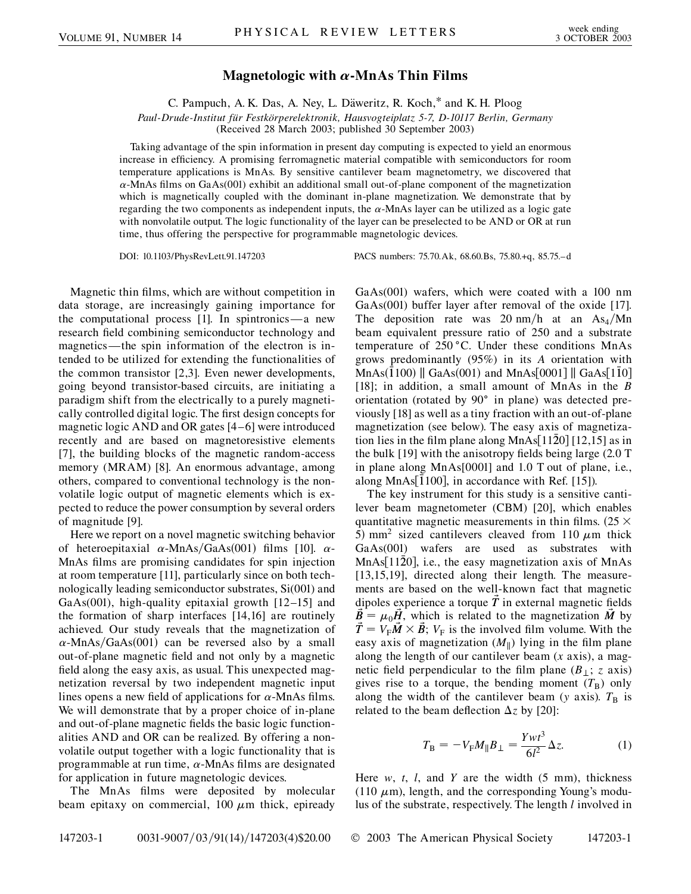# Magnetologic with $\alpha$-MnAs Thin Films

C. Pampuch, A. K. Das, A. Ney, L. Däweritz, R. Koch,* and K. H. Ploog

*Paul-Drude-Institut für Festkörperelektronik, Hausvogteiplatz 5-7, D-10117 Berlin, Germany*
(Received 28 March 2003; published 30 September 2003)

Taking advantage of the spin information in present day computing is expected to yield an enormous increase in efficiency. A promising ferromagnetic material compatible with semiconductors for room temperature applications is MnAs. By sensitive cantilever beam magnetometry, we discovered that $\alpha$-MnAs films on GaAs(001) exhibit an additional small out-of-plane component of the magnetization which is magnetically coupled with the dominant in-plane magnetization. We demonstrate that by regarding the two components as independent inputs, the $\alpha$-MnAs layer can be utilized as a logic gate with nonvolatile output. The logic functionality of the layer can be preselected to be AND or OR at run time, thus offering the perspective for programmable magnetologic devices.

DOI: 10.1103/PhysRevLett.91.147203 PACS numbers: 75.70.Ak, 68.60.Bs, 75.80.+q, 85.75.–d

Magnetic thin films, which are without competition in data storage, are increasingly gaining importance for the computational process [1]. In spintronics—a new research field combining semiconductor technology and magnetics—the spin information of the electron is intended to be utilized for extending the functionalities of the common transistor [2,3]. Even newer developments, going beyond transistor-based circuits, are initiating a paradigm shift from the electrically to a purely magnetically controlled digital logic. The first design concepts for magnetic logic AND and OR gates [4–6] were introduced recently and are based on magnetoresistive elements [7], the building blocks of the magnetic random-access memory (MRAM) [8]. An enormous advantage, among others, compared to conventional technology is the nonvolatile logic output of magnetic elements which is expected to reduce the power consumption by several orders of magnitude [9].

Here we report on a novel magnetic switching behavior of heteroepitaxial $\alpha$-MnAs/GaAs(001) films [10]. $\alpha$-MnAs films are promising candidates for spin injection at room temperature [11], particularly since on both technologically leading semiconductor substrates, Si(001) and GaAs(001), high-quality epitaxial growth [12–15] and the formation of sharp interfaces [14,16] are routinely achieved. Our study reveals that the magnetization of $\alpha$-MnAs/GaAs(001) can be reversed also by a small out-of-plane magnetic field and not only by a magnetic field along the easy axis, as usual. This unexpected magnetization reversal by two independent magnetic input lines opens a new field of applications for $\alpha$-MnAs films. We will demonstrate that by a proper choice of in-plane and out-of-plane magnetic fields the basic logic functionalities AND and OR can be realized. By offering a nonvolatile output together with a logic functionality that is programmable at run time, $\alpha$-MnAs films are designated for application in future magnetologic devices.

The MnAs films were deposited by molecular beam epitaxy on commercial, 100 $\mu$m thick, epiready GaAs(001) wafers, which were coated with a 100 nm GaAs(001) buffer layer after removal of the oxide [17]. The deposition rate was 20 nm/h at an $As_4$/Mn beam equivalent pressure ratio of 250 and a substrate temperature of 250 °C. Under these conditions MnAs grows predominantly (95%) in its *A* orientation with MnAs($\bar{1}$100) ∥ GaAs(001) and MnAs[0001] ∥ GaAs[1$\bar{1}$0] [18]; in addition, a small amount of MnAs in the *B* orientation (rotated by 90° in plane) was detected previously [18] as well as a tiny fraction with an out-of-plane magnetization (see below). The easy axis of magnetization lies in the film plane along MnAs[11$\bar{2}$0] [12,15] as in the bulk [19] with the anisotropy fields being large (2.0 T in plane along MnAs[0001] and 1.0 T out of plane, i.e., along MnAs[$\bar{1}$100], in accordance with Ref. [15]).

The key instrument for this study is a sensitive cantilever beam magnetometer (CBM) [20], which enables quantitative magnetic measurements in thin films. (25 × 5) mm$^2$ sized cantilevers cleaved from 110 $\mu$m thick GaAs(001) wafers are used as substrates with MnAs[11$\bar{2}$0], i.e., the easy magnetization axis of MnAs [13,15,19], directed along their length. The measurements are based on the well-known fact that magnetic dipoles experience a torque $\vec{T}$ in external magnetic fields $\vec{B} = \mu_0\vec{H}$, which is related to the magnetization $\vec{M}$ by $\vec{T} = V_F\vec{M} \times \vec{B}$; $V_F$ is the involved film volume. With the easy axis of magnetization ($M_\parallel$) lying in the film plane along the length of our cantilever beam (*x* axis), a magnetic field perpendicular to the film plane ($B_\perp$; *z* axis) gives rise to a torque, the bending moment ($T_B$) only along the width of the cantilever beam (*y* axis). $T_B$ is related to the beam deflection $\Delta z$ by [20]:

$$T_B = -V_F M_\parallel B_\perp = \frac{Ywt^3}{6l^2}\Delta z. \qquad (1)$$

Here *w*, *t*, *l*, and *Y* are the width (5 mm), thickness (110 $\mu$m), length, and the corresponding Young's modulus of the substrate, respectively. The length *l* involved in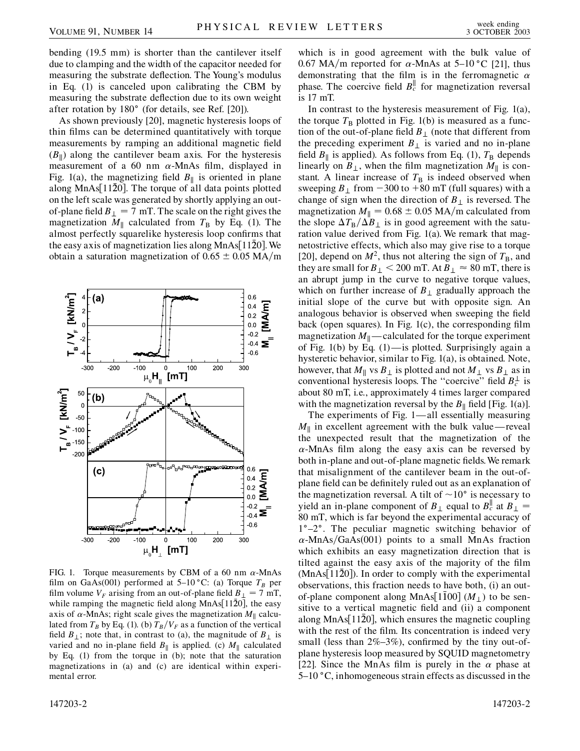bending (19.5 mm) is shorter than the cantilever itself due to clamping and the width of the capacitor needed for measuring the substrate deflection. The Young's modulus in Eq. (1) is canceled upon calibrating the CBM by measuring the substrate deflection due to its own weight after rotation by 180° (for details, see Ref. [20]).

As shown previously [20], magnetic hysteresis loops of thin films can be determined quantitatively with torque measurements by ramping an additional magnetic field ($B_\parallel$) along the cantilever beam axis. For the hysteresis measurement of a 60 nm $\alpha$-MnAs film, displayed in Fig. 1(a), the magnetizing field $B_\parallel$ is oriented in plane along MnAs[11$\bar{2}$0]. The torque of all data points plotted on the left scale was generated by shortly applying an out-of-plane field $B_\perp = 7$ mT. The scale on the right gives the magnetization $M_\parallel$ calculated from $T_B$ by Eq. (1). The almost perfectly squarelike hysteresis loop confirms that the easy axis of magnetization lies along MnAs[11$\bar{2}$0]. We obtain a saturation magnetization of $0.65 \pm 0.05$ MA/m which is in good agreement with the bulk value of 0.67 MA/m reported for $\alpha$-MnAs at 5–10 °C [21], thus demonstrating that the film is in the ferromagnetic $\alpha$ phase. The coercive field $B_c^\parallel$ for magnetization reversal is 17 mT.

FIG. 1. Torque measurements by CBM of a 60 nm $\alpha$-MnAs film on GaAs(001) performed at 5–10 °C: (a) Torque $T_B$ per film volume $V_F$ arising from an out-of-plane field $B_\perp = 7$ mT, while ramping the magnetic field along MnAs[11$\bar{2}$0], the easy axis of $\alpha$-MnAs; right scale gives the magnetization $M_\parallel$ calculated from $T_B$ by Eq. (1). (b) $T_B/V_F$ as a function of the vertical field $B_\perp$; note that, in contrast to (a), the magnitude of $B_\perp$ is varied and no in-plane field $B_\parallel$ is applied. (c) $M_\parallel$ calculated by Eq. (1) from the torque in (b); note that the saturation magnetizations in (a) and (c) are identical within experimental error.

In contrast to the hysteresis measurement of Fig. 1(a), the torque $T_B$ plotted in Fig. 1(b) is measured as a function of the out-of-plane field $B_\perp$ (note that different from the preceding experiment $B_\perp$ is varied and no in-plane field $B_\parallel$ is applied). As follows from Eq. (1), $T_B$ depends linearly on $B_\perp$, when the film magnetization $M_\parallel$ is constant. A linear increase of $T_B$ is indeed observed when sweeping $B_\perp$ from $-300$ to $+80$ mT (full squares) with a change of sign when the direction of $B_\perp$ is reversed. The magnetization $M_\parallel = 0.68 \pm 0.05$ MA/m calculated from the slope $\Delta T_B / \Delta B_\perp$ is in good agreement with the saturation value derived from Fig. 1(a). We remark that magnetostrictive effects, which also may give rise to a torque [20], depend on $M^2$, thus not altering the sign of $T_B$, and they are small for $B_\perp < 200$ mT. At $B_\perp \approx 80$ mT, there is an abrupt jump in the curve to negative torque values, which on further increase of $B_\perp$ gradually approach the initial slope of the curve but with opposite sign. An analogous behavior is observed when sweeping the field back (open squares). In Fig. 1(c), the corresponding film magnetization $M_\parallel$—calculated for the torque experiment of Fig. 1(b) by Eq. (1)—is plotted. Surprisingly again a hysteretic behavior, similar to Fig. 1(a), is obtained. Note, however, that $M_\parallel$ vs $B_\perp$ is plotted and not $M_\perp$ vs $B_\perp$ as in conventional hysteresis loops. The "coercive" field $B_c^\perp$ is about 80 mT, i.e., approximately 4 times larger compared with the magnetization reversal by the $B_\parallel$ field [Fig. 1(a)].

The experiments of Fig. 1—all essentially measuring $M_\parallel$ in excellent agreement with the bulk value—reveal the unexpected result that the magnetization of the $\alpha$-MnAs film along the easy axis can be reversed by both in-plane and out-of-plane magnetic fields. We remark that misalignment of the cantilever beam in the out-of-plane field can be definitely ruled out as an explanation of the magnetization reversal. A tilt of $\sim 10°$ is necessary to yield an in-plane component of $B_\perp$ equal to $B_c^\parallel$ at $B_\perp = 80$ mT, which is far beyond the experimental accuracy of 1°–2°. The peculiar magnetic switching behavior of $\alpha$-MnAs/GaAs(001) points to a small MnAs fraction which exhibits an easy magnetization direction that is tilted against the easy axis of the majority of the film (MnAs[11$\bar{2}$0]). In order to comply with the experimental observations, this fraction needs to have both, (i) an out-of-plane component along MnAs[1$\bar{1}$00] ($M_\perp$) to be sensitive to a vertical magnetic field and (ii) a component along MnAs[11$\bar{2}$0], which ensures the magnetic coupling with the rest of the film. Its concentration is indeed very small (less than 2%–3%), confirmed by the tiny out-of-plane hysteresis loop measured by SQUID magnetometry [22]. Since the MnAs film is purely in the $\alpha$ phase at 5–10 °C, inhomogeneous strain effects as discussed in the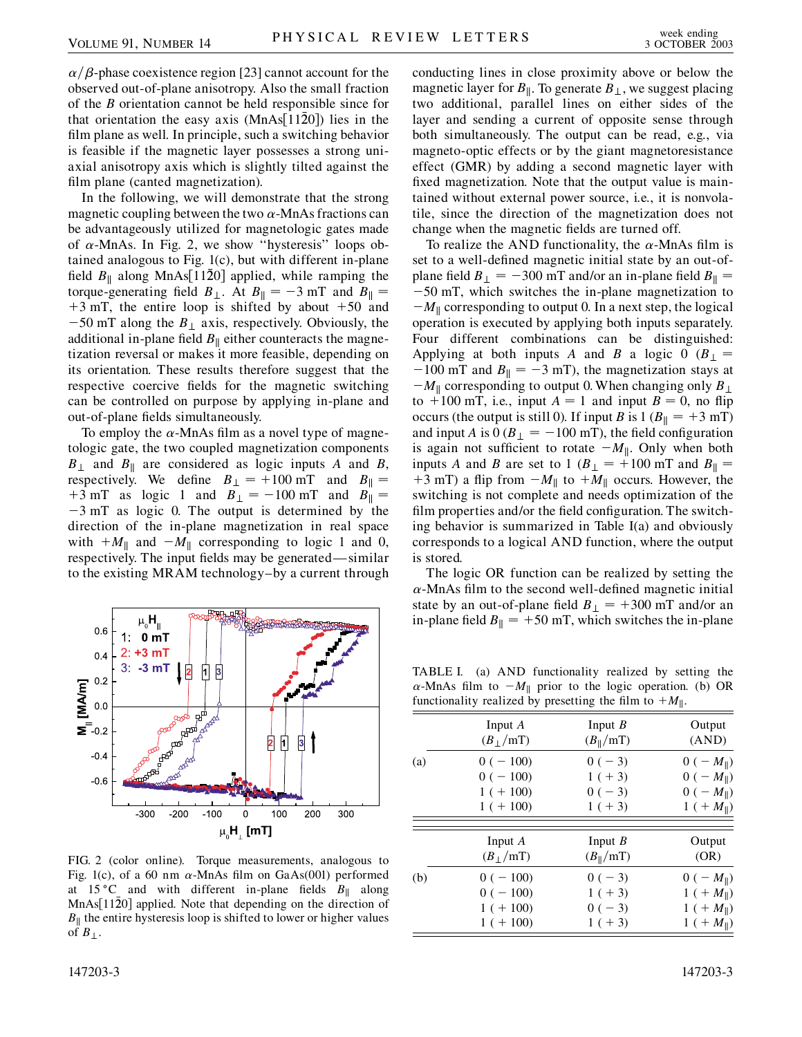$\alpha/\beta$-phase coexistence region [23] cannot account for the observed out-of-plane anisotropy. Also the small fraction of the $B$ orientation cannot be held responsible since for that orientation the easy axis (MnAs[11$\bar{2}$0]) lies in the film plane as well. In principle, such a switching behavior is feasible if the magnetic layer possesses a strong uniaxial anisotropy axis which is slightly tilted against the film plane (canted magnetization).

In the following, we will demonstrate that the strong magnetic coupling between the two $\alpha$-MnAs fractions can be advantageously utilized for magnetologic gates made of $\alpha$-MnAs. In Fig. 2, we show "hysteresis" loops obtained analogous to Fig. 1(c), but with different in-plane field $B_{\parallel}$ along MnAs[11$\bar{2}$0] applied, while ramping the torque-generating field $B_{\perp}$. At $B_{\parallel} = -3$ mT and $B_{\parallel} = +3$ mT, the entire loop is shifted by about $+50$ and $-50$ mT along the $B_{\perp}$ axis, respectively. Obviously, the additional in-plane field $B_{\parallel}$ either counteracts the magnetization reversal or makes it more feasible, depending on its orientation. These results therefore suggest that the respective coercive fields for the magnetic switching can be controlled on purpose by applying in-plane and out-of-plane fields simultaneously.

To employ the $\alpha$-MnAs film as a novel type of magnetologic gate, the two coupled magnetization components $B_{\perp}$ and $B_{\parallel}$ are considered as logic inputs $A$ and $B$, respectively. We define $B_{\perp} = +100$ mT and $B_{\parallel} = +3$ mT as logic 1 and $B_{\perp} = -100$ mT and $B_{\parallel} = -3$ mT as logic 0. The output is determined by the direction of the in-plane magnetization in real space with $+M_{\parallel}$ and $-M_{\parallel}$ corresponding to logic 1 and 0, respectively. The input fields may be generated—similar to the existing MRAM technology–by a current through conducting lines in close proximity above or below the magnetic layer for $B_{\parallel}$. To generate $B_{\perp}$, we suggest placing two additional, parallel lines on either sides of the layer and sending a current of opposite sense through both simultaneously. The output can be read, e.g., via magneto-optic effects or by the giant magnetoresistance effect (GMR) by adding a second magnetic layer with fixed magnetization. Note that the output value is maintained without external power source, i.e., it is nonvolatile, since the direction of the magnetization does not change when the magnetic fields are turned off.

To realize the AND functionality, the $\alpha$-MnAs film is set to a well-defined magnetic initial state by an out-of-plane field $B_{\perp} = -300$ mT and/or an in-plane field $B_{\parallel} = -50$ mT, which switches the in-plane magnetization to $-M_{\parallel}$ corresponding to output 0. In a next step, the logical operation is executed by applying both inputs separately. Four different combinations can be distinguished: Applying at both inputs $A$ and $B$ a logic 0 ($B_{\perp} = -100$ mT and $B_{\parallel} = -3$ mT), the magnetization stays at $-M_{\parallel}$ corresponding to output 0. When changing only $B_{\perp}$ to $+100$ mT, i.e., input $A = 1$ and input $B = 0$, no flip occurs (the output is still 0). If input $B$ is 1 ($B_{\parallel} = +3$ mT) and input $A$ is 0 ($B_{\perp} = -100$ mT), the field configuration is again not sufficient to rotate $-M_{\parallel}$. Only when both inputs $A$ and $B$ are set to 1 ($B_{\perp} = +100$ mT and $B_{\parallel} = +3$ mT) a flip from $-M_{\parallel}$ to $+M_{\parallel}$ occurs. However, the switching is not complete and needs optimization of the film properties and/or the field configuration. The switching behavior is summarized in Table I(a) and obviously corresponds to a logical AND function, where the output is stored.

The logic OR function can be realized by setting the $\alpha$-MnAs film to the second well-defined magnetic initial state by an out-of-plane field $B_{\perp} = +300$ mT and/or an in-plane field $B_{\parallel} = +50$ mT, which switches the in-plane

FIG. 2 (color online). Torque measurements, analogous to Fig. 1(c), of a 60 nm $\alpha$-MnAs film on GaAs(001) performed at 15 °C and with different in-plane fields $B_{\parallel}$ along MnAs[11$\bar{2}$0] applied. Note that depending on the direction of $B_{\parallel}$ the entire hysteresis loop is shifted to lower or higher values of $B_{\perp}$.

TABLE I. (a) AND functionality realized by setting the $\alpha$-MnAs film to $-M_{\parallel}$ prior to the logic operation. (b) OR functionality realized by presetting the film to $+M_{\parallel}$.

| | Input $A$ ($B_{\perp}$/mT) | Input $B$ ($B_{\parallel}$/mT) | Output (AND) |
|---|---|---|---|
| (a) | 0 ($-$ 100) | 0 ($-$ 3) | 0 ($-M_{\parallel}$) |
| | 0 ($-$ 100) | 1 ($+$ 3) | 0 ($-M_{\parallel}$) |
| | 1 ($+$ 100) | 0 ($-$ 3) | 0 ($-M_{\parallel}$) |
| | 1 ($+$ 100) | 1 ($+$ 3) | 1 ($+M_{\parallel}$) |

| | Input $A$ ($B_{\perp}$/mT) | Input $B$ ($B_{\parallel}$/mT) | Output (OR) |
|---|---|---|---|
| (b) | 0 ($-$ 100) | 0 ($-$ 3) | 0 ($-M_{\parallel}$) |
| | 0 ($-$ 100) | 1 ($+$ 3) | 1 ($+M_{\parallel}$) |
| | 1 ($+$ 100) | 0 ($-$ 3) | 1 ($+M_{\parallel}$) |
| | 1 ($+$ 100) | 1 ($+$ 3) | 1 ($+M_{\parallel}$) |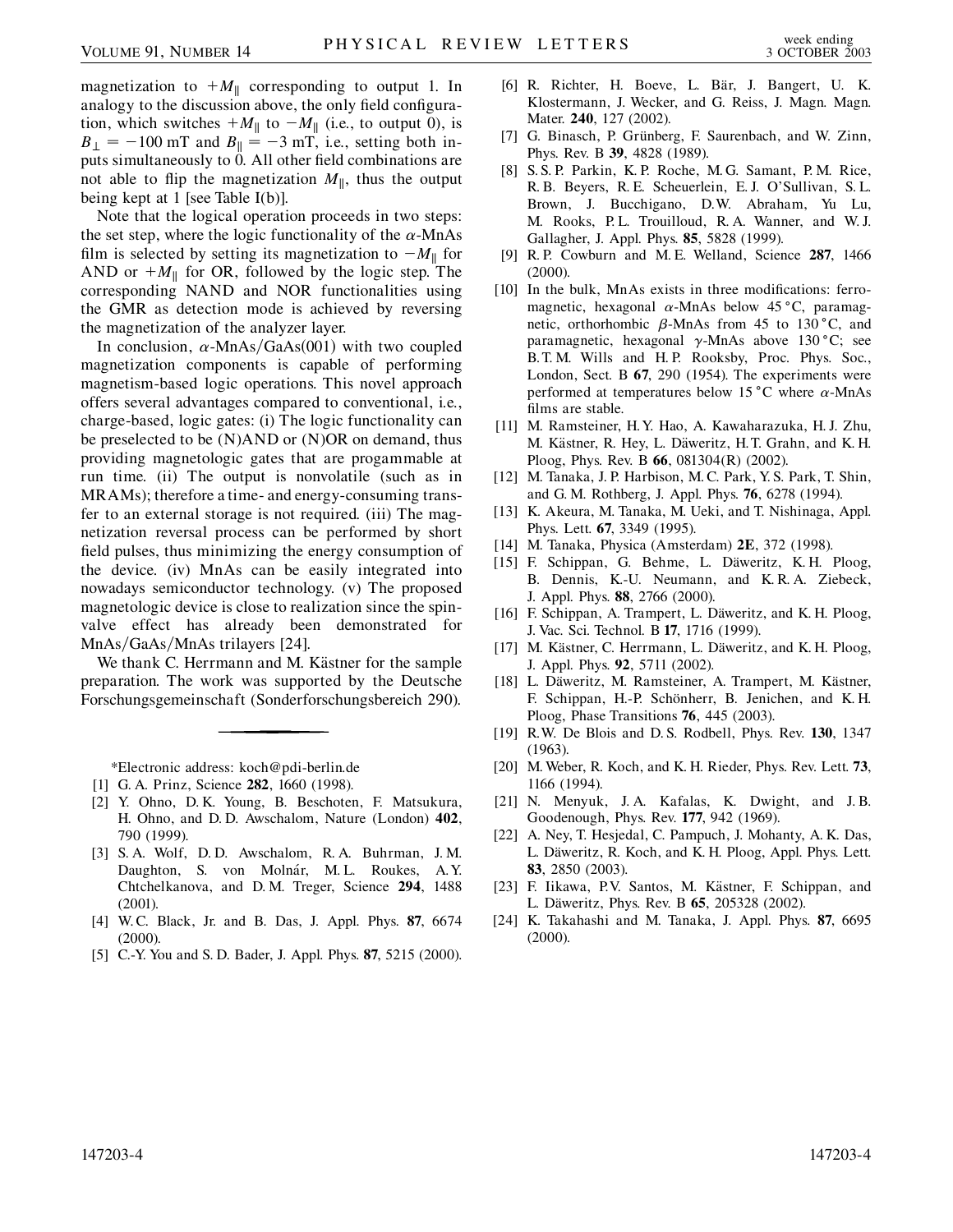magnetization to $+M_{\parallel}$ corresponding to output 1. In analogy to the discussion above, the only field configuration, which switches $+M_{\parallel}$ to $-M_{\parallel}$ (i.e., to output 0), is $B_{\perp} = -100$ mT and $B_{\parallel} = -3$ mT, i.e., setting both inputs simultaneously to 0. All other field combinations are not able to flip the magnetization $M_{\parallel}$, thus the output being kept at 1 [see Table I(b)].

Note that the logical operation proceeds in two steps: the set step, where the logic functionality of the $\alpha$-MnAs film is selected by setting its magnetization to $-M_{\parallel}$ for AND or $+M_{\parallel}$ for OR, followed by the logic step. The corresponding NAND and NOR functionalities using the GMR as detection mode is achieved by reversing the magnetization of the analyzer layer.

In conclusion, $\alpha$-MnAs/GaAs(001) with two coupled magnetization components is capable of performing magnetism-based logic operations. This novel approach offers several advantages compared to conventional, i.e., charge-based, logic gates: (i) The logic functionality can be preselected to be (N)AND or (N)OR on demand, thus providing magnetologic gates that are progammable at run time. (ii) The output is nonvolatile (such as in MRAMs); therefore a time- and energy-consuming transfer to an external storage is not required. (iii) The magnetization reversal process can be performed by short field pulses, thus minimizing the energy consumption of the device. (iv) MnAs can be easily integrated into nowadays semiconductor technology. (v) The proposed magnetologic device is close to realization since the spin-valve effect has already been demonstrated for MnAs/GaAs/MnAs trilayers [24].

We thank C. Herrmann and M. Kästner for the sample preparation. The work was supported by the Deutsche Forschungsgemeinschaft (Sonderforschungsbereich 290).

---

*Electronic address: koch@pdi-berlin.de

[1] G. A. Prinz, Science **282**, 1660 (1998).

[2] Y. Ohno, D. K. Young, B. Beschoten, F. Matsukura, H. Ohno, and D. D. Awschalom, Nature (London) **402**, 790 (1999).

[3] S. A. Wolf, D. D. Awschalom, R. A. Buhrman, J. M. Daughton, S. von Molnár, M. L. Roukes, A. Y. Chtchelkanova, and D. M. Treger, Science **294**, 1488 (2001).

[4] W. C. Black, Jr. and B. Das, J. Appl. Phys. **87**, 6674 (2000).

[5] C.-Y. You and S. D. Bader, J. Appl. Phys. **87**, 5215 (2000).

[6] R. Richter, H. Boeve, L. Bär, J. Bangert, U. K. Klostermann, J. Wecker, and G. Reiss, J. Magn. Magn. Mater. **240**, 127 (2002).

[7] G. Binasch, P. Grünberg, F. Saurenbach, and W. Zinn, Phys. Rev. B **39**, 4828 (1989).

[8] S. S. P. Parkin, K. P. Roche, M. G. Samant, P. M. Rice, R. B. Beyers, R. E. Scheuerlein, E. J. O'Sullivan, S. L. Brown, J. Bucchigano, D. W. Abraham, Yu Lu, M. Rooks, P. L. Trouilloud, R. A. Wanner, and W. J. Gallagher, J. Appl. Phys. **85**, 5828 (1999).

[9] R. P. Cowburn and M. E. Welland, Science **287**, 1466 (2000).

[10] In the bulk, MnAs exists in three modifications: ferromagnetic, hexagonal $\alpha$-MnAs below 45 °C, paramagnetic, orthorhombic $\beta$-MnAs from 45 to 130 °C, and paramagnetic, hexagonal $\gamma$-MnAs above 130 °C; see B. T. M. Wills and H. P. Rooksby, Proc. Phys. Soc., London, Sect. B **67**, 290 (1954). The experiments were performed at temperatures below 15 °C where $\alpha$-MnAs films are stable.

[11] M. Ramsteiner, H. Y. Hao, A. Kawaharazuka, H. J. Zhu, M. Kästner, R. Hey, L. Däweritz, H. T. Grahn, and K. H. Ploog, Phys. Rev. B **66**, 081304(R) (2002).

[12] M. Tanaka, J. P. Harbison, M. C. Park, Y. S. Park, T. Shin, and G. M. Rothberg, J. Appl. Phys. **76**, 6278 (1994).

[13] K. Akeura, M. Tanaka, M. Ueki, and T. Nishinaga, Appl. Phys. Lett. **67**, 3349 (1995).

[14] M. Tanaka, Physica (Amsterdam) **2E**, 372 (1998).

[15] F. Schippan, G. Behme, L. Däweritz, K. H. Ploog, B. Dennis, K.-U. Neumann, and K. R. A. Ziebeck, J. Appl. Phys. **88**, 2766 (2000).

[16] F. Schippan, A. Trampert, L. Däweritz, and K. H. Ploog, J. Vac. Sci. Technol. B **17**, 1716 (1999).

[17] M. Kästner, L. Däweritz, and K. H. Ploog, J. Appl. Phys. **92**, 5711 (2002).

[18] L. Däweritz, M. Ramsteiner, A. Trampert, M. Kästner, F. Schippan, H.-P. Schönherr, B. Jenichen, and K. H. Ploog, Phase Transitions **76**, 445 (2003).

[19] R. W. De Blois and D. S. Rodbell, Phys. Rev. **130**, 1347 (1963).

[20] M. Weber, R. Koch, and K. H. Rieder, Phys. Rev. Lett. **73**, 1166 (1994).

[21] N. Menyuk, J. A. Kafalas, K. Dwight, and J. B. Goodenough, Phys. Rev. **177**, 942 (1969).

[22] A. Ney, T. Hesjedal, C. Pampuch, J. Mohanty, A. K. Das, L. Däweritz, R. Koch, and K. H. Ploog, Appl. Phys. Lett. **83**, 2850 (2003).

[23] F. Iikawa, P. V. Santos, M. Kästner, F. Schippan, and L. Däweritz, Phys. Rev. B **65**, 205328 (2002).

[24] K. Takahashi and M. Tanaka, J. Appl. Phys. **87**, 6695 (2000).